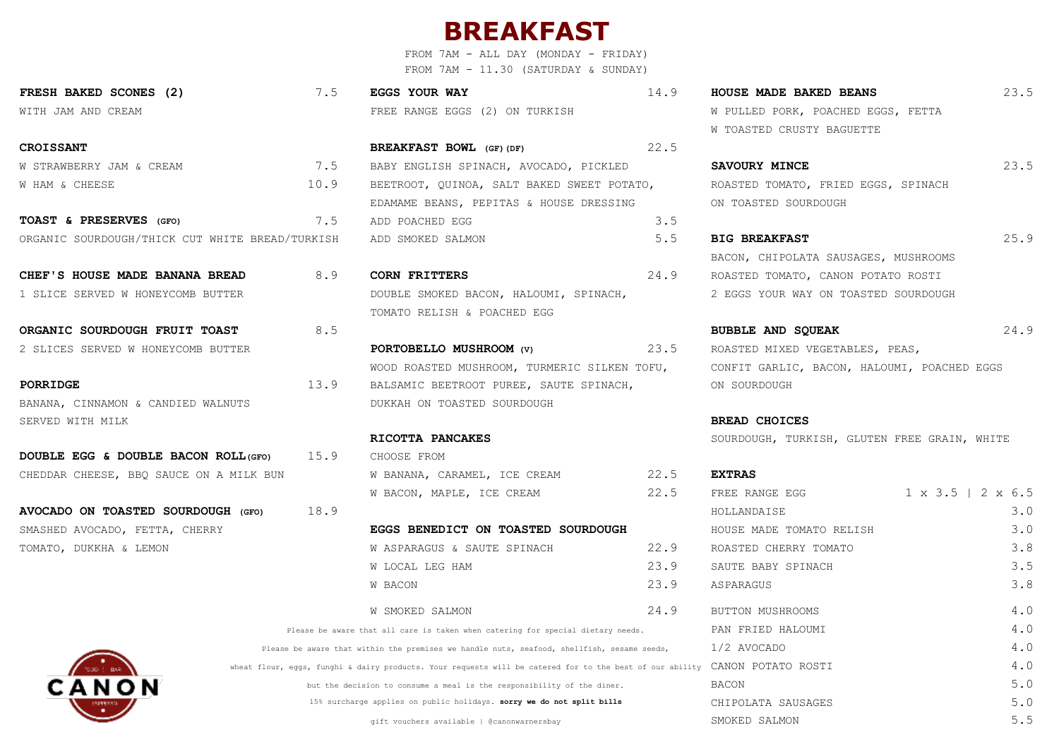# BREAKFAST

FROM 7AM - ALL DAY (MONDAY - FRIDAY)
FROM 7AM - 11.30 (SATURDAY & SUNDAY)

**FRESH BAKED SCONES (2)** 7.5
WITH JAM AND CREAM

**CROISSANT**
W STRAWBERRY JAM & CREAM 7.5
W HAM & CHEESE 10.9

**TOAST & PRESERVES (GFO)** 7.5
ORGANIC SOURDOUGH/THICK CUT WHITE BREAD/TURKISH

**CHEF'S HOUSE MADE BANANA BREAD** 8.9
1 SLICE SERVED W HONEYCOMB BUTTER

**ORGANIC SOURDOUGH FRUIT TOAST** 8.5
2 SLICES SERVED W HONEYCOMB BUTTER

**PORRIDGE** 13.9
BANANA, CINNAMON & CANDIED WALNUTS
SERVED WITH MILK

**DOUBLE EGG & DOUBLE BACON ROLL (GFO)** 15.9
CHEDDAR CHEESE, BBQ SAUCE ON A MILK BUN

**AVOCADO ON TOASTED SOURDOUGH (GFO)** 18.9
SMASHED AVOCADO, FETTA, CHERRY
TOMATO, DUKKHA & LEMON

**EGGS YOUR WAY** 14.9
FREE RANGE EGGS (2) ON TURKISH

**BREAKFAST BOWL (GF)(DF)** 22.5
BABY ENGLISH SPINACH, AVOCADO, PICKLED
BEETROOT, QUINOA, SALT BAKED SWEET POTATO,
EDAMAME BEANS, PEPITAS & HOUSE DRESSING
ADD POACHED EGG 3.5
ADD SMOKED SALMON 5.5

**CORN FRITTERS** 24.9
DOUBLE SMOKED BACON, HALOUMI, SPINACH,
TOMATO RELISH & POACHED EGG

**PORTOBELLO MUSHROOM (V)** 23.5
WOOD ROASTED MUSHROOM, TURMERIC SILKEN TOFU,
BALSAMIC BEETROOT PUREE, SAUTE SPINACH,
DUKKAH ON TOASTED SOURDOUGH

**RICOTTA PANCAKES**
CHOOSE FROM
W BANANA, CARAMEL, ICE CREAM 22.5
W BACON, MAPLE, ICE CREAM 22.5

**EGGS BENEDICT ON TOASTED SOURDOUGH**
W ASPARAGUS & SAUTE SPINACH 22.9
W LOCAL LEG HAM 23.9
W BACON 23.9
W SMOKED SALMON 24.9

**HOUSE MADE BAKED BEANS** 23.5
W PULLED PORK, POACHED EGGS, FETTA
W TOASTED CRUSTY BAGUETTE

**SAVOURY MINCE** 23.5
ROASTED TOMATO, FRIED EGGS, SPINACH
ON TOASTED SOURDOUGH

**BIG BREAKFAST** 25.9
BACON, CHIPOLATA SAUSAGES, MUSHROOMS
ROASTED TOMATO, CANON POTATO ROSTI
2 EGGS YOUR WAY ON TOASTED SOURDOUGH

**BUBBLE AND SQUEAK** 24.9
ROASTED MIXED VEGETABLES, PEAS,
CONFIT GARLIC, BACON, HALOUMI, POACHED EGGS
ON SOURDOUGH

**BREAD CHOICES**
SOURDOUGH, TURKISH, GLUTEN FREE GRAIN, WHITE

**EXTRAS**

| Item | Price |
|---|---|
| FREE RANGE EGG | 1 x 3.5 \| 2 x 6.5 |
| HOLLANDAISE | 3.0 |
| HOUSE MADE TOMATO RELISH | 3.0 |
| ROASTED CHERRY TOMATO | 3.8 |
| SAUTE BABY SPINACH | 3.5 |
| ASPARAGUS | 3.8 |
| BUTTON MUSHROOMS | 4.0 |
| PAN FRIED HALOUMI | 4.0 |
| 1/2 AVOCADO | 4.0 |
| CANON POTATO ROSTI | 4.0 |
| BACON | 5.0 |
| CHIPOLATA SAUSAGES | 5.0 |
| SMOKED SALMON | 5.5 |

Please be aware that all care is taken when catering for special dietary needs.
Please be aware that within the premises we handle nuts, seafood, shellfish, sesame seeds, wheat flour, eggs, funghi & dairy products. Your requests will be catered for to the best of our ability but the decision to consume a meal is the responsibility of the diner.
15% surcharge applies on public holidays. **sorry we do not split bills**
gift vouchers available | @canonwarnersbay

CANON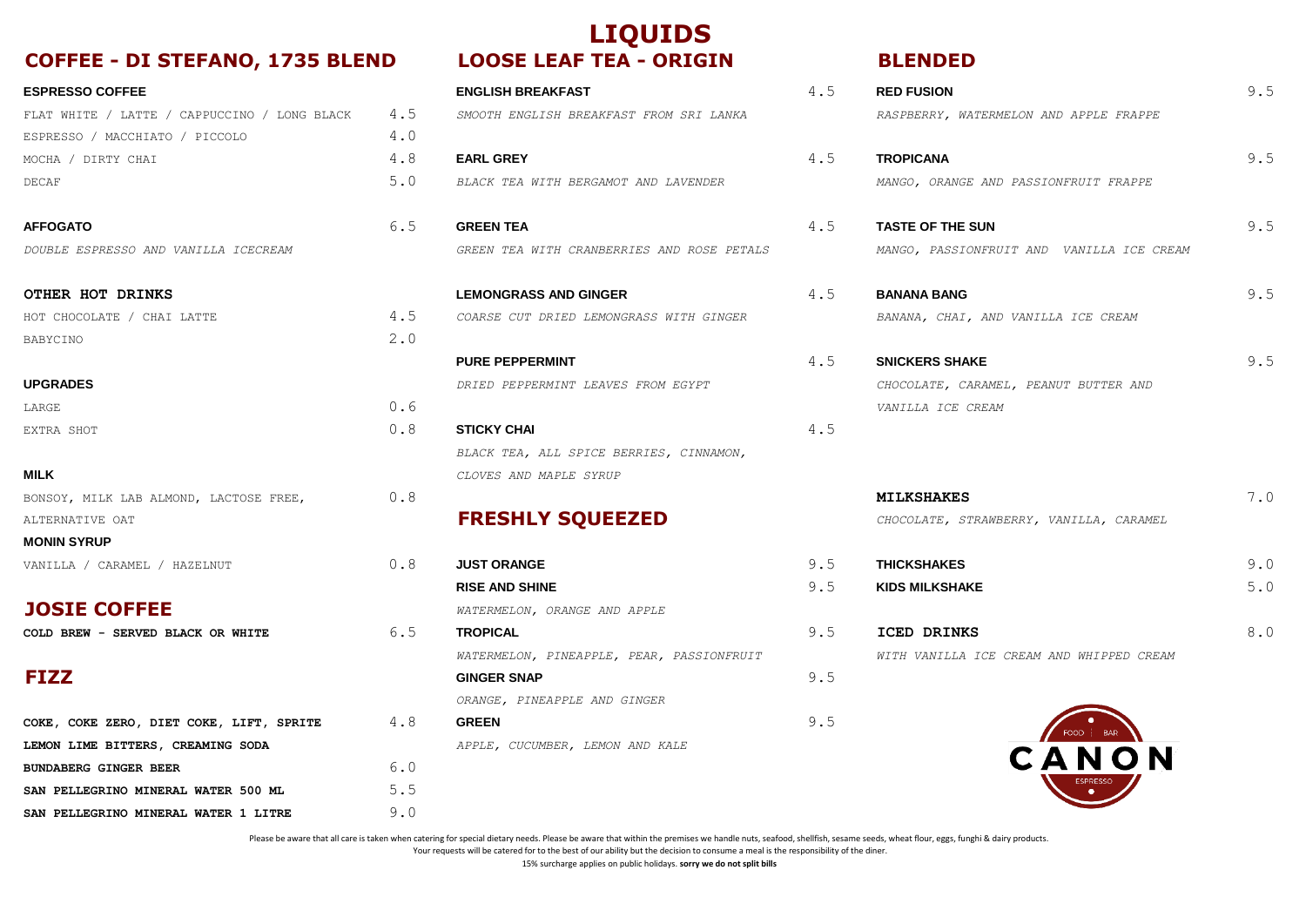# LIQUIDS

## COFFEE - DI STEFANO, 1735 BLEND

**ESPRESSO COFFEE**

| | |
|---|---|
| FLAT WHITE / LATTE / CAPPUCCINO / LONG BLACK | 4.5 |
| ESPRESSO / MACCHIATO / PICCOLO | 4.0 |
| MOCHA / DIRTY CHAI | 4.8 |
| DECAF | 5.0 |

**AFFOGATO** 6.5

*DOUBLE ESPRESSO AND VANILLA ICECREAM*

**OTHER HOT DRINKS**

| | |
|---|---|
| HOT CHOCOLATE / CHAI LATTE | 4.5 |
| BABYCINO | 2.0 |

**UPGRADES**

| | |
|---|---|
| LARGE | 0.6 |
| EXTRA SHOT | 0.8 |

**MILK**

BONSOY, MILK LAB ALMOND, LACTOSE FREE, ALTERNATIVE OAT 0.8

**MONIN SYRUP**

VANILLA / CARAMEL / HAZELNUT 0.8

## JOSIE COFFEE

**COLD BREW - SERVED BLACK OR WHITE** 6.5

## FIZZ

| | |
|---|---|
| **COKE, COKE ZERO, DIET COKE, LIFT, SPRITE** | 4.8 |
| **LEMON LIME BITTERS, CREAMING SODA** | |
| **BUNDABERG GINGER BEER** | 6.0 |
| **SAN PELLEGRINO MINERAL WATER 500 ML** | 5.5 |
| **SAN PELLEGRINO MINERAL WATER 1 LITRE** | 9.0 |

## LOOSE LEAF TEA - ORIGIN

**ENGLISH BREAKFAST** 4.5

*SMOOTH ENGLISH BREAKFAST FROM SRI LANKA*

**EARL GREY** 4.5

*BLACK TEA WITH BERGAMOT AND LAVENDER*

**GREEN TEA** 4.5

*GREEN TEA WITH CRANBERRIES AND ROSE PETALS*

**LEMONGRASS AND GINGER** 4.5

*COARSE CUT DRIED LEMONGRASS WITH GINGER*

**PURE PEPPERMINT** 4.5

*DRIED PEPPERMINT LEAVES FROM EGYPT*

**STICKY CHAI** 4.5

*BLACK TEA, ALL SPICE BERRIES, CINNAMON, CLOVES AND MAPLE SYRUP*

## FRESHLY SQUEEZED

**JUST ORANGE** 9.5

**RISE AND SHINE** 9.5

*WATERMELON, ORANGE AND APPLE*

**TROPICAL** 9.5

*WATERMELON, PINEAPPLE, PEAR, PASSIONFRUIT*

**GINGER SNAP** 9.5

*ORANGE, PINEAPPLE AND GINGER*

**GREEN** 9.5

*APPLE, CUCUMBER, LEMON AND KALE*

## BLENDED

**RED FUSION** 9.5

*RASPBERRY, WATERMELON AND APPLE FRAPPE*

**TROPICANA** 9.5

*MANGO, ORANGE AND PASSIONFRUIT FRAPPE*

**TASTE OF THE SUN** 9.5

*MANGO, PASSIONFRUIT AND VANILLA ICE CREAM*

**BANANA BANG** 9.5

*BANANA, CHAI, AND VANILLA ICE CREAM*

**SNICKERS SHAKE** 9.5

*CHOCOLATE, CARAMEL, PEANUT BUTTER AND VANILLA ICE CREAM*

**MILKSHAKES** 7.0

*CHOCOLATE, STRAWBERRY, VANILLA, CARAMEL*

| | |
|---|---|
| **THICKSHAKES** | 9.0 |
| **KIDS MILKSHAKE** | 5.0 |

**ICED DRINKS** 8.0

*WITH VANILLA ICE CREAM AND WHIPPED CREAM*

FOOD | BAR
CANON
ESPRESSO

Please be aware that all care is taken when catering for special dietary needs. Please be aware that within the premises we handle nuts, seafood, shellfish, sesame seeds, wheat flour, eggs, funghi & dairy products.
Your requests will be catered for to the best of our ability but the decision to consume a meal is the responsibility of the diner.
15% surcharge applies on public holidays. **sorry we do not split bills**